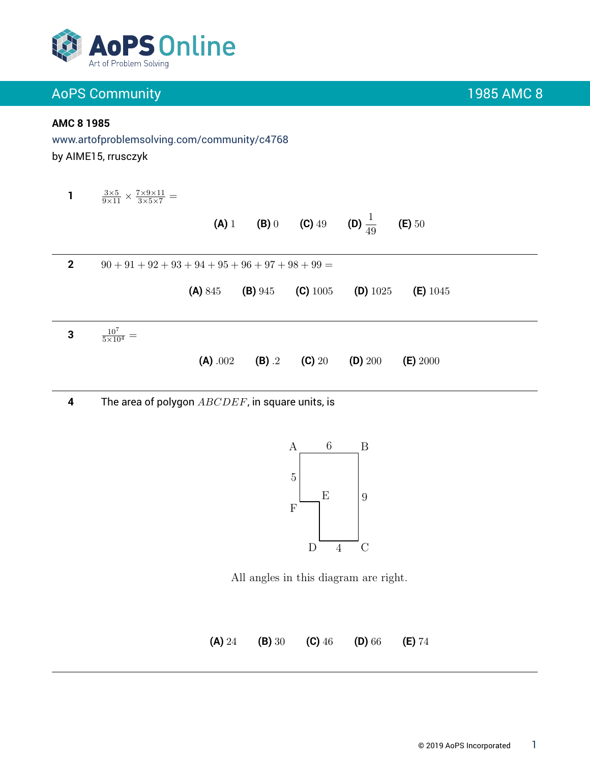**AMC 8 1985**

www.artofproblemsolving.com/community/c4768

by AIME15, rrusczyk

**1** $\frac{3\times5}{9\times11}\times\frac{7\times9\times11}{3\times5\times7}=$

**(A)** $1$ **(B)** $0$ **(C)** $49$ **(D)** $\frac{1}{49}$ **(E)** $50$

---

**2** $90+91+92+93+94+95+96+97+98+99=$

**(A)** $845$ **(B)** $945$ **(C)** $1005$ **(D)** $1025$ **(E)** $1045$

---

**3** $\frac{10^7}{5\times10^4}=$

**(A)** $.002$ **(B)** $.2$ **(C)** $20$ **(D)** $200$ **(E)** $2000$

---

**4** The area of polygon $ABCDEF$, in square units, is

All angles in this diagram are right.

**(A)** $24$ **(B)** $30$ **(C)** $46$ **(D)** $66$ **(E)** $74$

---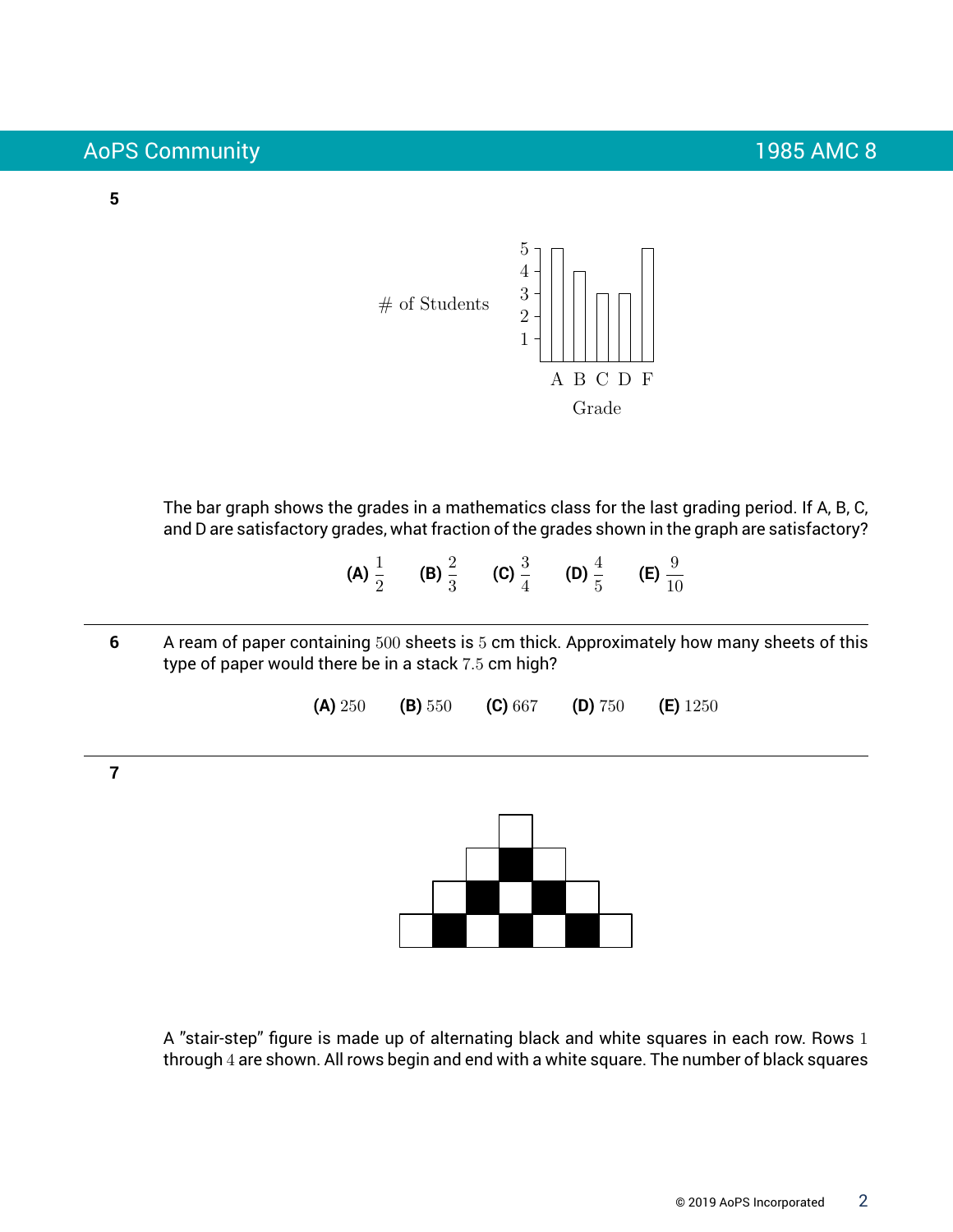**5**

The bar graph shows the grades in a mathematics class for the last grading period. If A, B, C, and D are satisfactory grades, what fraction of the grades shown in the graph are satisfactory?

**(A)** $\frac{1}{2}$ **(B)** $\frac{2}{3}$ **(C)** $\frac{3}{4}$ **(D)** $\frac{4}{5}$ **(E)** $\frac{9}{10}$

---

**6** A ream of paper containing $500$ sheets is $5$ cm thick. Approximately how many sheets of this type of paper would there be in a stack $7.5$ cm high?

**(A)** $250$ **(B)** $550$ **(C)** $667$ **(D)** $750$ **(E)** $1250$

---

**7**

A "stair-step" figure is made up of alternating black and white squares in each row. Rows $1$ through $4$ are shown. All rows begin and end with a white square. The number of black squares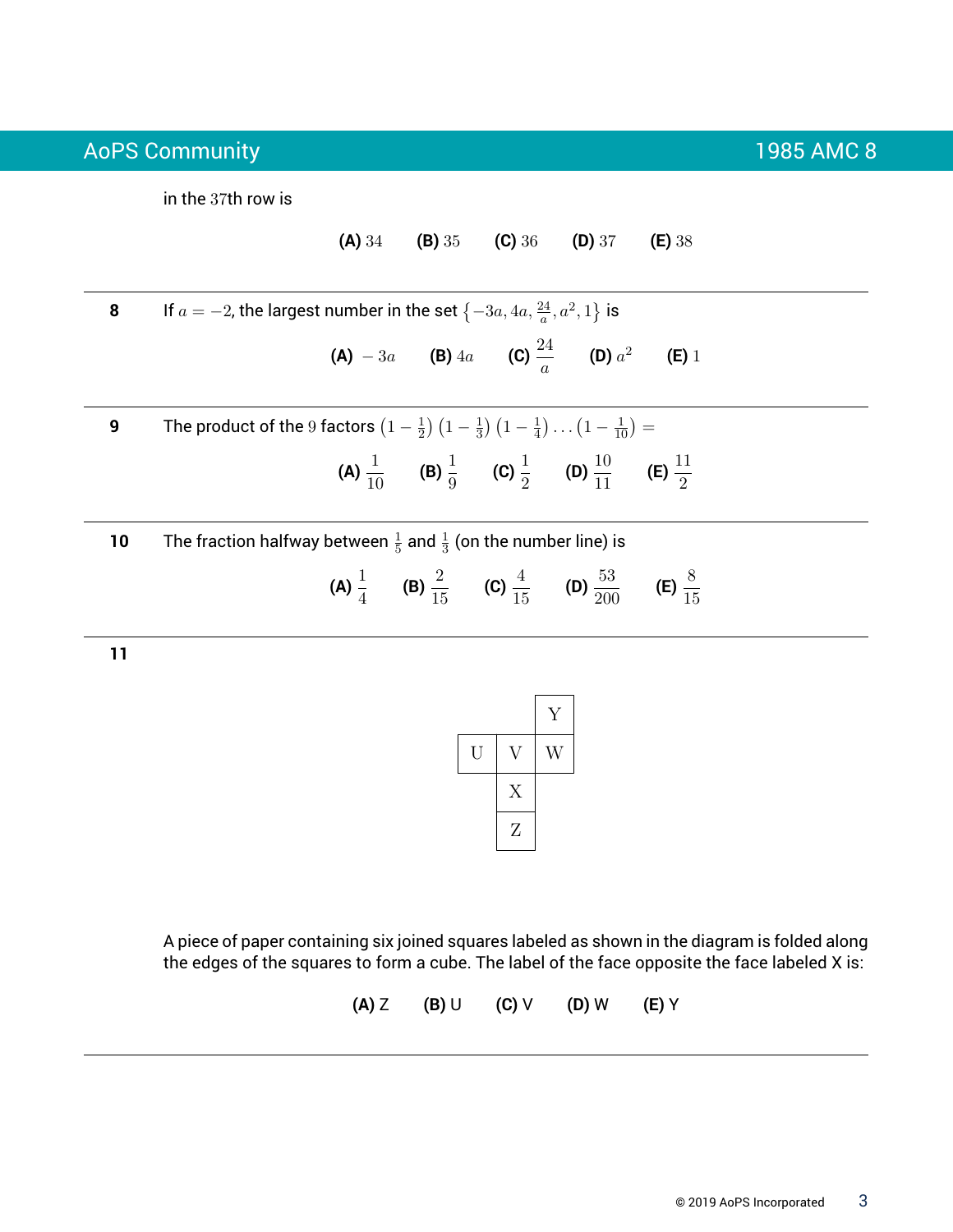in the 37th row is

**(A)** 34 **(B)** 35 **(C)** 36 **(D)** 37 **(E)** 38

---

**8** If $a = -2$, the largest number in the set $\left\{-3a, 4a, \frac{24}{a}, a^2, 1\right\}$ is

**(A)** $-3a$ **(B)** $4a$ **(C)** $\frac{24}{a}$ **(D)** $a^2$ **(E)** $1$

---

**9** The product of the 9 factors $\left(1-\frac{1}{2}\right)\left(1-\frac{1}{3}\right)\left(1-\frac{1}{4}\right)\ldots\left(1-\frac{1}{10}\right) =$

**(A)** $\frac{1}{10}$ **(B)** $\frac{1}{9}$ **(C)** $\frac{1}{2}$ **(D)** $\frac{10}{11}$ **(E)** $\frac{11}{2}$

---

**10** The fraction halfway between $\frac{1}{5}$ and $\frac{1}{3}$ (on the number line) is

**(A)** $\frac{1}{4}$ **(B)** $\frac{2}{15}$ **(C)** $\frac{4}{15}$ **(D)** $\frac{53}{200}$ **(E)** $\frac{8}{15}$

---

**11**

| | | |
|---|---|---|
| | | Y |
| U | V | W |
| | X | |
| | Z | |

A piece of paper containing six joined squares labeled as shown in the diagram is folded along the edges of the squares to form a cube. The label of the face opposite the face labeled X is:

**(A)** Z **(B)** U **(C)** V **(D)** W **(E)** Y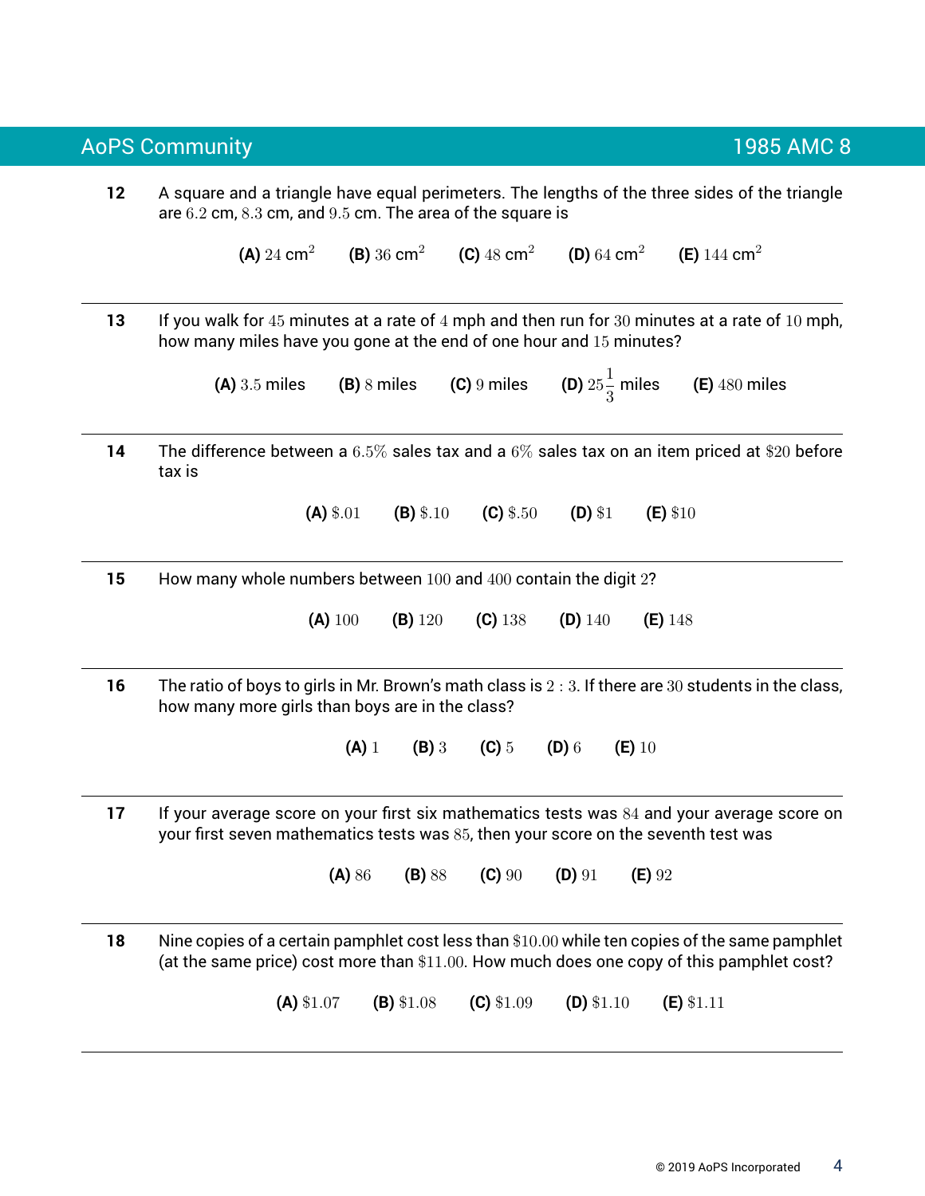**12** A square and a triangle have equal perimeters. The lengths of the three sides of the triangle are $6.2$ cm, $8.3$ cm, and $9.5$ cm. The area of the square is

**(A)** $24$ cm$^2$ **(B)** $36$ cm$^2$ **(C)** $48$ cm$^2$ **(D)** $64$ cm$^2$ **(E)** $144$ cm$^2$

---

**13** If you walk for $45$ minutes at a rate of $4$ mph and then run for $30$ minutes at a rate of $10$ mph, how many miles have you gone at the end of one hour and $15$ minutes?

**(A)** $3.5$ miles **(B)** $8$ miles **(C)** $9$ miles **(D)** $25\frac{1}{3}$ miles **(E)** $480$ miles

---

**14** The difference between a $6.5\%$ sales tax and a $6\%$ sales tax on an item priced at $\$20$ before tax is

**(A)** $\$.01$ **(B)** $\$.10$ **(C)** $\$.50$ **(D)** $\$1$ **(E)** $\$10$

---

**15** How many whole numbers between $100$ and $400$ contain the digit $2$?

**(A)** $100$ **(B)** $120$ **(C)** $138$ **(D)** $140$ **(E)** $148$

---

**16** The ratio of boys to girls in Mr. Brown's math class is $2:3$. If there are $30$ students in the class, how many more girls than boys are in the class?

**(A)** $1$ **(B)** $3$ **(C)** $5$ **(D)** $6$ **(E)** $10$

---

**17** If your average score on your first six mathematics tests was $84$ and your average score on your first seven mathematics tests was $85$, then your score on the seventh test was

**(A)** $86$ **(B)** $88$ **(C)** $90$ **(D)** $91$ **(E)** $92$

---

**18** Nine copies of a certain pamphlet cost less than $\$10.00$ while ten copies of the same pamphlet (at the same price) cost more than $\$11.00$. How much does one copy of this pamphlet cost?

**(A)** $\$1.07$ **(B)** $\$1.08$ **(C)** $\$1.09$ **(D)** $\$1.10$ **(E)** $\$1.11$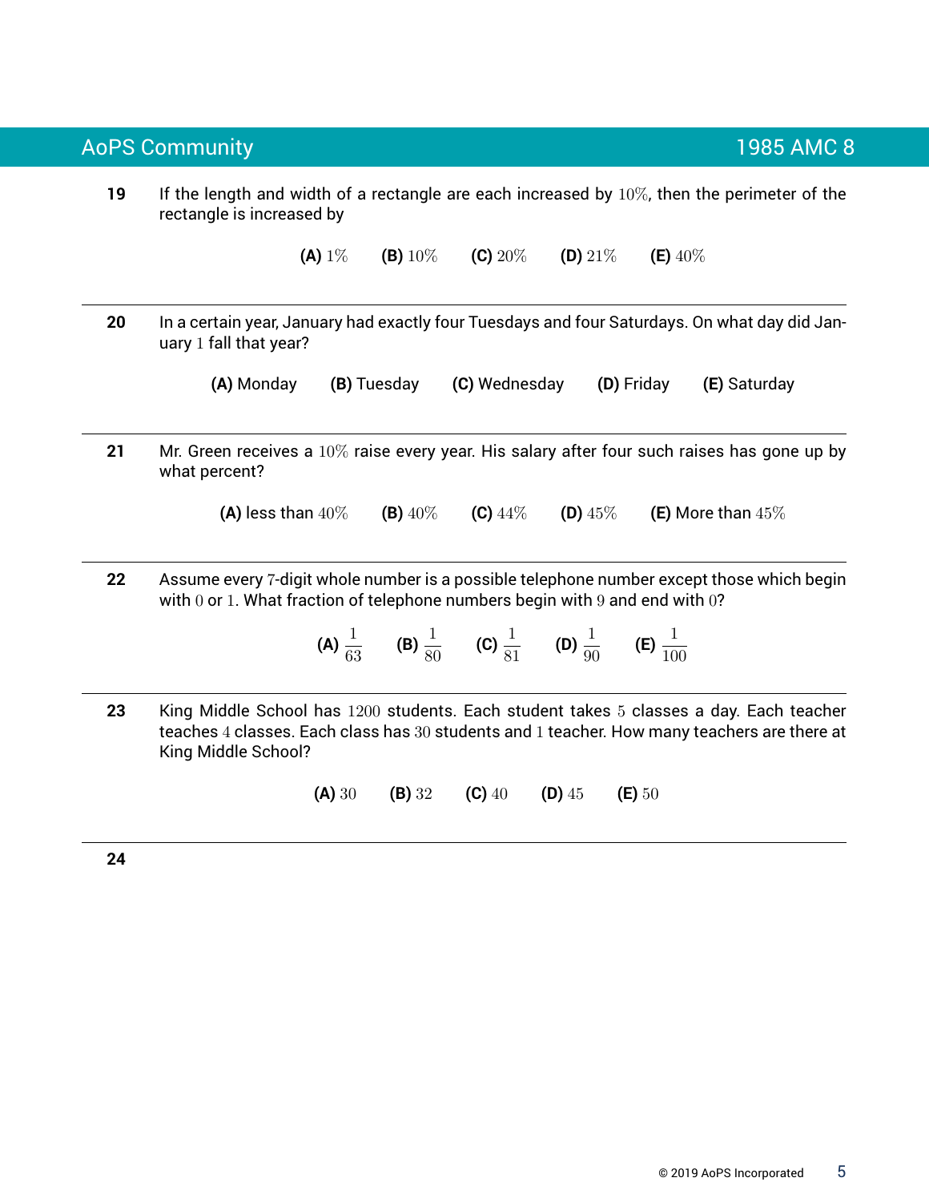**19** If the length and width of a rectangle are each increased by $10\%$, then the perimeter of the rectangle is increased by

**(A)** $1\%$ **(B)** $10\%$ **(C)** $20\%$ **(D)** $21\%$ **(E)** $40\%$

---

**20** In a certain year, January had exactly four Tuesdays and four Saturdays. On what day did January $1$ fall that year?

**(A)** Monday **(B)** Tuesday **(C)** Wednesday **(D)** Friday **(E)** Saturday

---

**21** Mr. Green receives a $10\%$ raise every year. His salary after four such raises has gone up by what percent?

**(A)** less than $40\%$ **(B)** $40\%$ **(C)** $44\%$ **(D)** $45\%$ **(E)** More than $45\%$

---

**22** Assume every $7$-digit whole number is a possible telephone number except those which begin with $0$ or $1$. What fraction of telephone numbers begin with $9$ and end with $0$?

**(A)** $\frac{1}{63}$ **(B)** $\frac{1}{80}$ **(C)** $\frac{1}{81}$ **(D)** $\frac{1}{90}$ **(E)** $\frac{1}{100}$

---

**23** King Middle School has $1200$ students. Each student takes $5$ classes a day. Each teacher teaches $4$ classes. Each class has $30$ students and $1$ teacher. How many teachers are there at King Middle School?

**(A)** $30$ **(B)** $32$ **(C)** $40$ **(D)** $45$ **(E)** $50$

---

**24**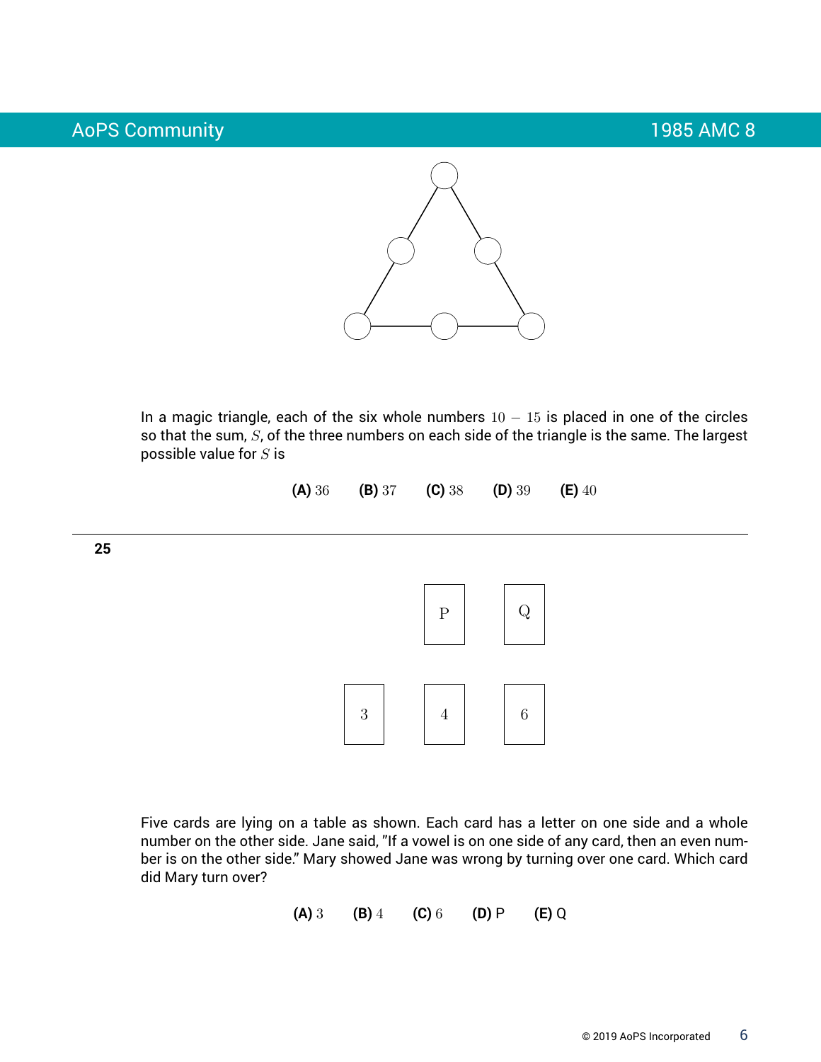In a magic triangle, each of the six whole numbers $10 - 15$ is placed in one of the circles so that the sum, $S$, of the three numbers on each side of the triangle is the same. The largest possible value for $S$ is

**(A)** $36$ **(B)** $37$ **(C)** $38$ **(D)** $39$ **(E)** $40$

---

**25**

Five cards are lying on a table as shown. Each card has a letter on one side and a whole number on the other side. Jane said, "If a vowel is on one side of any card, then an even number is on the other side." Mary showed Jane was wrong by turning over one card. Which card did Mary turn over?

**(A)** $3$ **(B)** $4$ **(C)** $6$ **(D)** P **(E)** Q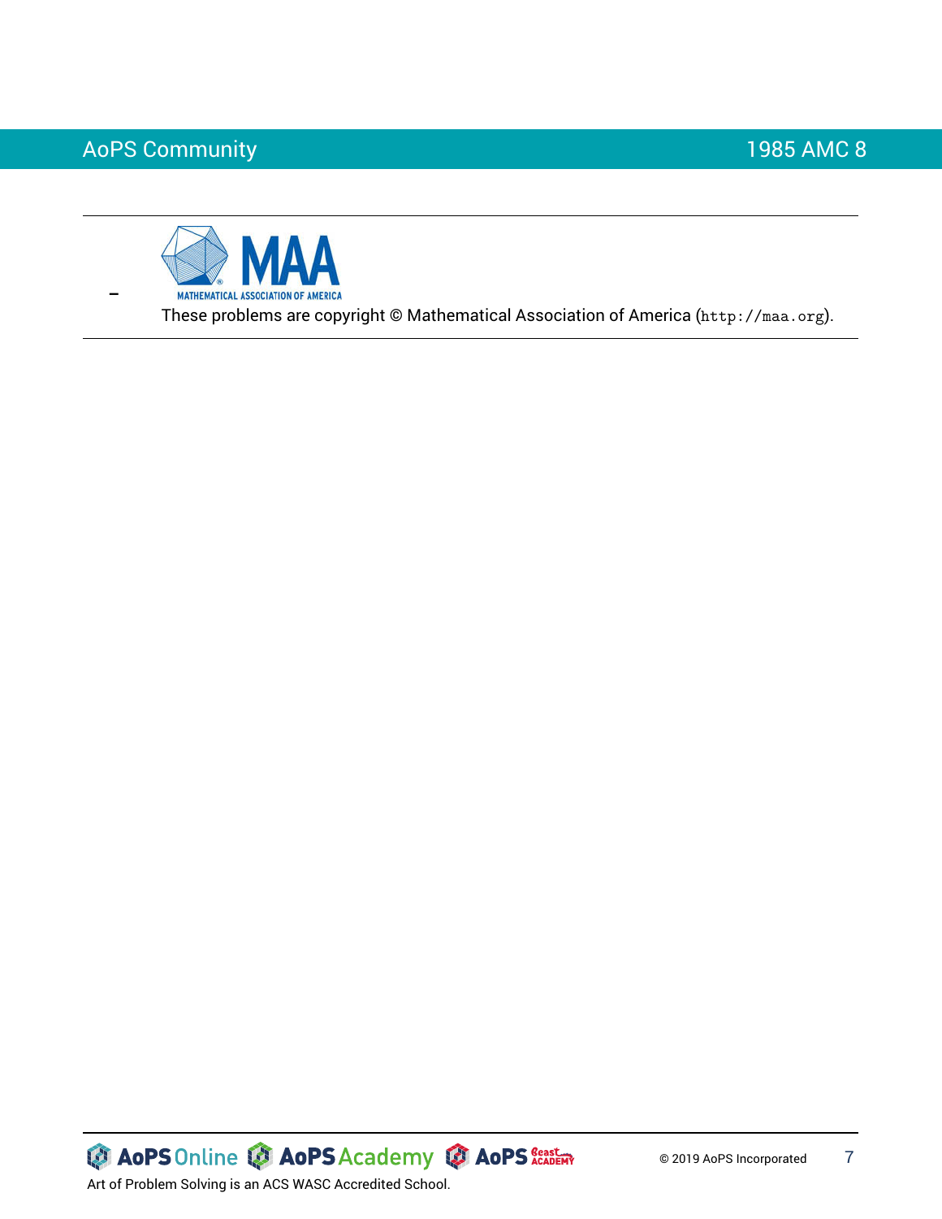– These problems are copyright © Mathematical Association of America (http://maa.org).